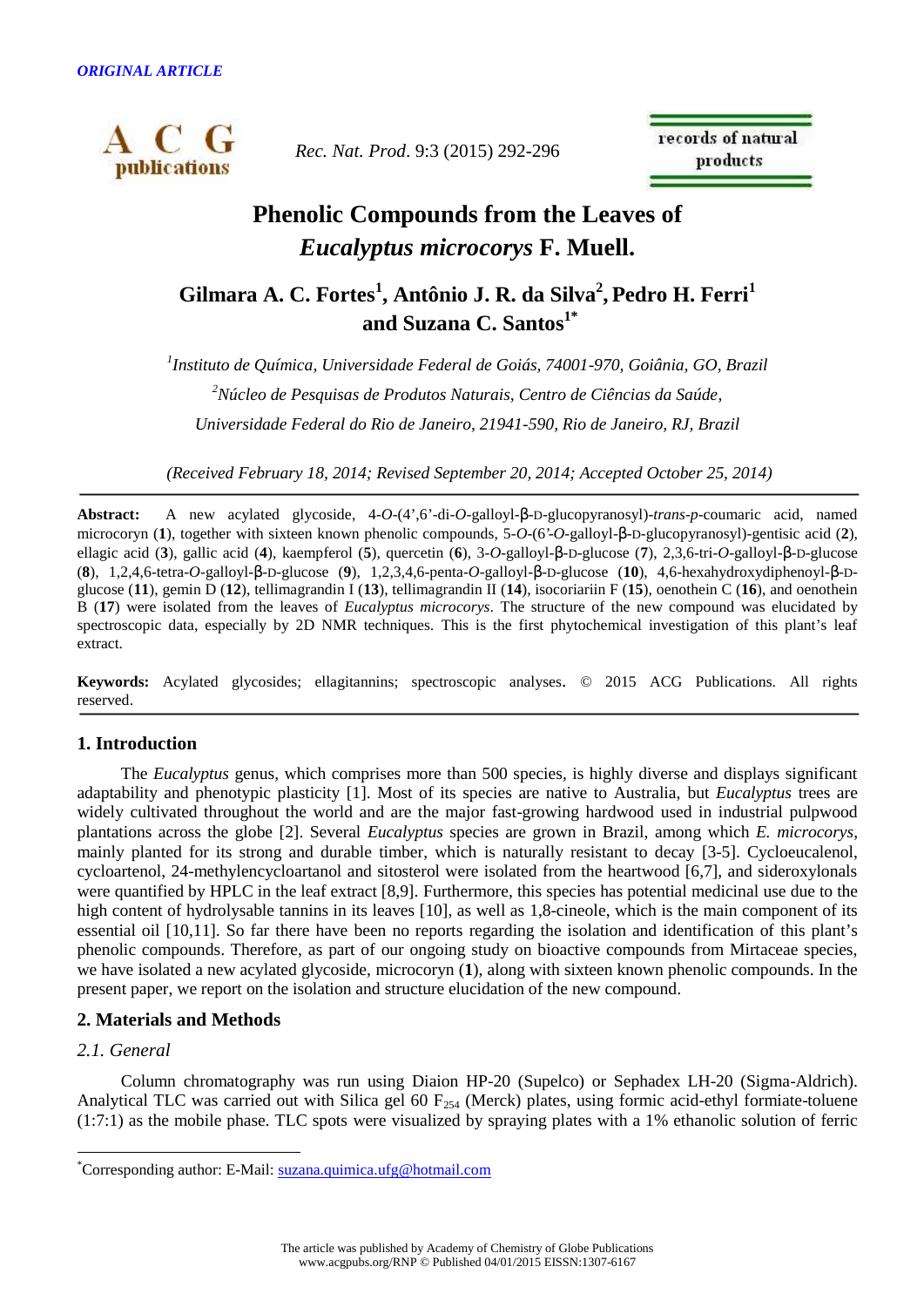*ORIGINAL ARTICLE*

# Phenolic Compounds from the Leaves of *Eucalyptus microcorys* F. Muell.

**Gilmara A. C. Fortes[1], Antônio J. R. da Silva[2], Pedro H. Ferri[1] and Suzana C. Santos[1*]**

*[1]Instituto de Química, Universidade Federal de Goiás, 74001-970, Goiânia, GO, Brazil*

*[2]Núcleo de Pesquisas de Produtos Naturais, Centro de Ciências da Saúde, Universidade Federal do Rio de Janeiro, 21941-590, Rio de Janeiro, RJ, Brazil*

*(Received February 18, 2014; Revised September 20, 2014; Accepted October 25, 2014)*

**Abstract:** A new acylated glycoside, 4-*O*-(4',6'-di-*O*-galloyl-β-D-glucopyranosyl)-*trans*-*p*-coumaric acid, named microcoryn (**1**), together with sixteen known phenolic compounds, 5-*O*-(6'-*O*-galloyl-β-D-glucopyranosyl)-gentisic acid (**2**), ellagic acid (**3**), gallic acid (**4**), kaempferol (**5**), quercetin (**6**), 3-*O*-galloyl-β-D-glucose (**7**), 2,3,6-tri-*O*-galloyl-β-D-glucose (**8**), 1,2,4,6-tetra-*O*-galloyl-β-D-glucose (**9**), 1,2,3,4,6-penta-*O*-galloyl-β-D-glucose (**10**), 4,6-hexahydroxydiphenoyl-β-D-glucose (**11**), gemin D (**12**), tellimagrandin I (**13**), tellimagrandin II (**14**), isocoriariin F (**15**), oenothein C (**16**), and oenothein B (**17**) were isolated from the leaves of *Eucalyptus microcorys*. The structure of the new compound was elucidated by spectroscopic data, especially by 2D NMR techniques. This is the first phytochemical investigation of this plant's leaf extract.

**Keywords:** Acylated glycosides; ellagitannins; spectroscopic analyses. © 2015 ACG Publications. All rights reserved.

## 1. Introduction

The *Eucalyptus* genus, which comprises more than 500 species, is highly diverse and displays significant adaptability and phenotypic plasticity [1]. Most of its species are native to Australia, but *Eucalyptus* trees are widely cultivated throughout the world and are the major fast-growing hardwood used in industrial pulpwood plantations across the globe [2]. Several *Eucalyptus* species are grown in Brazil, among which *E. microcorys*, mainly planted for its strong and durable timber, which is naturally resistant to decay [3-5]. Cycloeucalenol, cycloartenol, 24-methylencycloartanol and sitosterol were isolated from the heartwood [6,7], and sideroxylonals were quantified by HPLC in the leaf extract [8,9]. Furthermore, this species has potential medicinal use due to the high content of hydrolysable tannins in its leaves [10], as well as 1,8-cineole, which is the main component of its essential oil [10,11]. So far there have been no reports regarding the isolation and identification of this plant's phenolic compounds. Therefore, as part of our ongoing study on bioactive compounds from Mirtaceae species, we have isolated a new acylated glycoside, microcoryn (**1**), along with sixteen known phenolic compounds. In the present paper, we report on the isolation and structure elucidation of the new compound.

## 2. Materials and Methods

### *2.1. General*

Column chromatography was run using Diaion HP-20 (Supelco) or Sephadex LH-20 (Sigma-Aldrich). Analytical TLC was carried out with Silica gel 60 $F_{254}$ (Merck) plates, using formic acid-ethyl formiate-toluene (1:7:1) as the mobile phase. TLC spots were visualized by spraying plates with a 1% ethanolic solution of ferric

[*]Corresponding author: E-Mail: suzana.quimica.ufg@hotmail.com

The article was published by Academy of Chemistry of Globe Publications
www.acgpubs.org/RNP © Published 04/01/2015 EISSN:1307-6167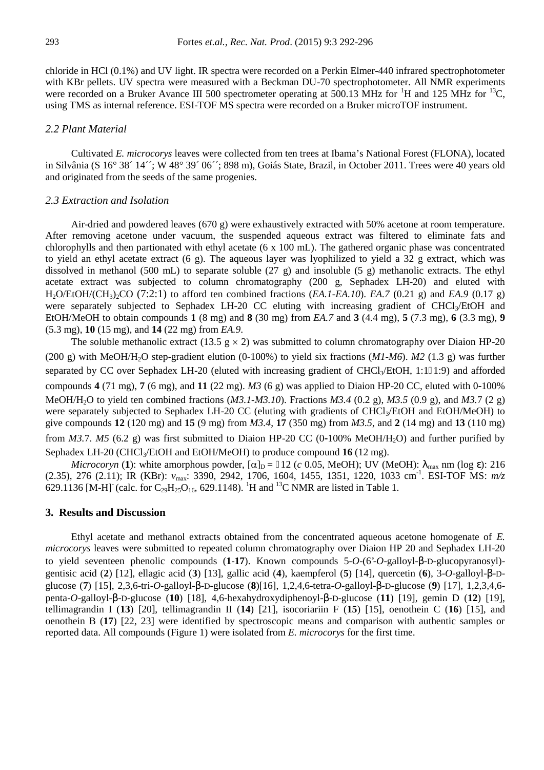chloride in HCl (0.1%) and UV light. IR spectra were recorded on a Perkin Elmer-440 infrared spectrophotometer with KBr pellets. UV spectra were measured with a Beckman DU-70 spectrophotometer. All NMR experiments were recorded on a Bruker Avance III 500 spectrometer operating at 500.13 MHz for $^{1}$H and 125 MHz for $^{13}$C, using TMS as internal reference. ESI-TOF MS spectra were recorded on a Bruker microTOF instrument.

### *2.2 Plant Material*

Cultivated *E. microcorys* leaves were collected from ten trees at Ibama's National Forest (FLONA), located in Silvânia (S 16° 38´ 14´´; W 48° 39´ 06´´; 898 m), Goiás State, Brazil, in October 2011. Trees were 40 years old and originated from the seeds of the same progenies.

### *2.3 Extraction and Isolation*

Air-dried and powdered leaves (670 g) were exhaustively extracted with 50% acetone at room temperature. After removing acetone under vacuum, the suspended aqueous extract was filtered to eliminate fats and chlorophylls and then partionated with ethyl acetate (6 x 100 mL). The gathered organic phase was concentrated to yield an ethyl acetate extract (6 g). The aqueous layer was lyophilized to yield a 32 g extract, which was dissolved in methanol (500 mL) to separate soluble (27 g) and insoluble (5 g) methanolic extracts. The ethyl acetate extract was subjected to column chromatography (200 g, Sephadex LH-20) and eluted with $H_2O$/EtOH/$(CH_3)_2CO$ (7:2:1) to afford ten combined fractions (*EA.1-EA.10*). *EA.7* (0.21 g) and *EA.9* (0.17 g) were separately subjected to Sephadex LH-20 CC eluting with increasing gradient of $CHCl_3$/EtOH and EtOH/MeOH to obtain compounds **1** (8 mg) and **8** (30 mg) from *EA.7* and **3** (4.4 mg), **5** (7.3 mg), **6** (3.3 mg), **9** (5.3 mg), **10** (15 mg), and **14** (22 mg) from *EA.9*.

The soluble methanolic extract (13.5 g $\times$ 2) was submitted to column chromatography over Diaion HP-20 (200 g) with MeOH/$H_2O$ step-gradient elution (0-100%) to yield six fractions (*M1-M6*). *M2* (1.3 g) was further separated by CC over Sephadex LH-20 (eluted with increasing gradient of $CHCl_3$/EtOH, 1:1→1:9) and afforded compounds **4** (71 mg), **7** (6 mg), and **11** (22 mg). *M3* (6 g) was applied to Diaion HP-20 CC, eluted with 0-100% MeOH/$H_2O$ to yield ten combined fractions (*M3.1-M3.10*). Fractions *M3.4* (0.2 g), *M3.5* (0.9 g), and *M3.7* (2 g) were separately subjected to Sephadex LH-20 CC (eluting with gradients of $CHCl_3$/EtOH and EtOH/MeOH) to give compounds **12** (120 mg) and **15** (9 mg) from *M3.4*, **17** (350 mg) from *M3.5*, and **2** (14 mg) and **13** (110 mg) from *M3.7*. *M5* (6.2 g) was first submitted to Diaion HP-20 CC (0-100% MeOH/$H_2O$) and further purified by Sephadex LH-20 ($CHCl_3$/EtOH and EtOH/MeOH) to produce compound **16** (12 mg).

*Microcoryn* (**1**): white amorphous powder, $[\alpha]_D = -12$ (*c* 0.05, MeOH); UV (MeOH): $\lambda_{max}$ nm (log $\varepsilon$): 216 (2.35), 276 (2.11); IR (KBr): $\nu_{max}$: 3390, 2942, 1706, 1604, 1455, 1351, 1220, 1033 cm$^{-1}$. ESI-TOF MS: *m/z* 629.1136 [M-H]$^{-}$ (calc. for $C_{29}H_{25}O_{16}$, 629.1148). $^{1}$H and $^{13}$C NMR are listed in Table 1.

## 3. Results and Discussion

Ethyl acetate and methanol extracts obtained from the concentrated aqueous acetone homogenate of *E. microcorys* leaves were submitted to repeated column chromatography over Diaion HP 20 and Sephadex LH-20 to yield seventeen phenolic compounds (**1**-**17**). Known compounds 5-*O*-(6'-*O*-galloyl-β-D-glucopyranosyl)-gentisic acid (**2**) [12], ellagic acid (**3**) [13], gallic acid (**4**), kaempferol (**5**) [14], quercetin (**6**), 3-*O*-galloyl-β-D-glucose (**7**) [15], 2,3,6-tri-*O*-galloyl-β-D-glucose (**8**)[16], 1,2,4,6-tetra-*O*-galloyl-β-D-glucose (**9**) [17], 1,2,3,4,6-penta-*O*-galloyl-β-D-glucose (**10**) [18], 4,6-hexahydroxydiphenoyl-β-D-glucose (**11**) [19], gemin D (**12**) [19], tellimagrandin I (**13**) [20], tellimagrandin II (**14**) [21], isocoriariin F (**15**) [15], oenothein C (**16**) [15], and oenothein B (**17**) [22, 23] were identified by spectroscopic means and comparison with authentic samples or reported data. All compounds (Figure 1) were isolated from *E. microcorys* for the first time.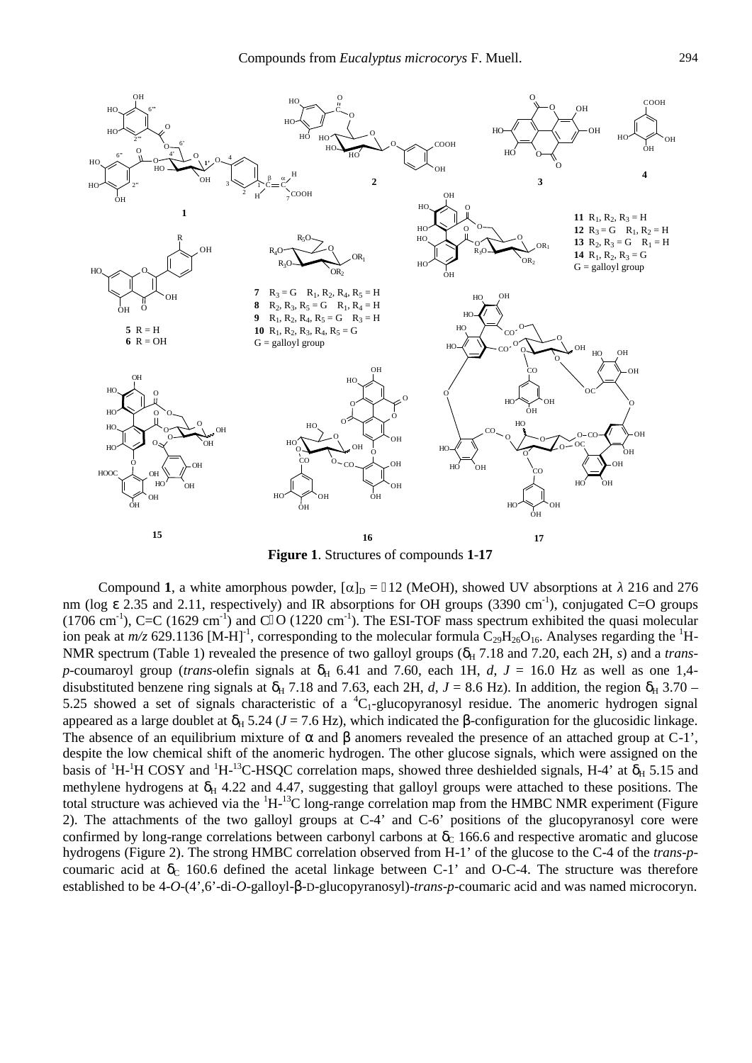**Figure 1**. Structures of compounds **1-17**

Compound **1**, a white amorphous powder, $[\alpha]_D$ = −12 (MeOH), showed UV absorptions at *λ* 216 and 276 nm (log ε 2.35 and 2.11, respectively) and IR absorptions for OH groups (3390 $cm^{-1}$), conjugated C=O groups (1706 $cm^{-1}$), C=C (1629 $cm^{-1}$) and C−O (1220 $cm^{-1}$). The ESI-TOF mass spectrum exhibited the quasi molecular ion peak at *m/z* 629.1136 $[M-H]^{-1}$, corresponding to the molecular formula $C_{29}H_{26}O_{16}$. Analyses regarding the $^1H$-NMR spectrum (Table 1) revealed the presence of two galloyl groups ($\delta_H$ 7.18 and 7.20, each 2H, *s*) and a *trans-p*-coumaroyl group (*trans*-olefin signals at $\delta_H$ 6.41 and 7.60, each 1H, *d*, *J* = 16.0 Hz as well as one 1,4-disubstituted benzene ring signals at $\delta_H$ 7.18 and 7.63, each 2H, *d*, *J* = 8.6 Hz). In addition, the region $\delta_H$ 3.70 – 5.25 showed a set of signals characteristic of a $^4C_1$-glucopyranosyl residue. The anomeric hydrogen signal appeared as a large doublet at $\delta_H$ 5.24 (*J* = 7.6 Hz), which indicated the β-configuration for the glucosidic linkage. The absence of an equilibrium mixture of α and β anomers revealed the presence of an attached group at C-1', despite the low chemical shift of the anomeric hydrogen. The other glucose signals, which were assigned on the basis of $^1H$-$^1H$ COSY and $^1H$-$^{13}C$-HSQC correlation maps, showed three deshielded signals, H-4' at $\delta_H$ 5.15 and methylene hydrogens at $\delta_H$ 4.22 and 4.47, suggesting that galloyl groups were attached to these positions. The total structure was achieved via the $^1H$-$^{13}C$ long-range correlation map from the HMBC NMR experiment (Figure 2). The attachments of the two galloyl groups at C-4' and C-6' positions of the glucopyranosyl core were confirmed by long-range correlations between carbonyl carbons at $\delta_C$ 166.6 and respective aromatic and glucose hydrogens (Figure 2). The strong HMBC correlation observed from H-1' of the glucose to the C-4 of the *trans-p*-coumaric acid at $\delta_C$ 160.6 defined the acetal linkage between C-1' and O-C-4. The structure was therefore established to be 4-*O*-(4',6'-di-*O*-galloyl-β-D-glucopyranosyl)-*trans-p*-coumaric acid and was named microcoryn.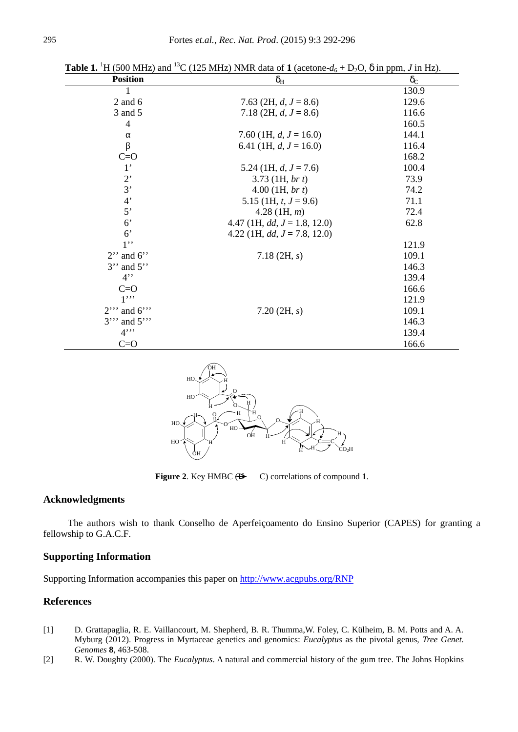**Table 1.** $^{1}$H (500 MHz) and $^{13}$C (125 MHz) NMR data of **1** (acetone-$d_6$ + $D_2O$, δ in ppm, *J* in Hz).

| Position | $\delta_H$ | $\delta_C$ |
|---|---|---|
| 1 | | 130.9 |
| 2 and 6 | 7.63 (2H, *d*, *J* = 8.6) | 129.6 |
| 3 and 5 | 7.18 (2H, *d*, *J* = 8.6) | 116.6 |
| 4 | | 160.5 |
| α | 7.60 (1H, *d*, *J* = 16.0) | 144.1 |
| β | 6.41 (1H, *d*, *J* = 16.0) | 116.4 |
| C=O | | 168.2 |
| 1’ | 5.24 (1H, *d*, *J* = 7.6) | 100.4 |
| 2’ | 3.73 (1H, *br t*) | 73.9 |
| 3’ | 4.00 (1H, *br t*) | 74.2 |
| 4’ | 5.15 (1H, *t*, *J* = 9.6) | 71.1 |
| 5’ | 4.28 (1H, *m*) | 72.4 |
| 6’ | 4.47 (1H, *dd*, *J* = 1.8, 12.0) | 62.8 |
| 6’ | 4.22 (1H, *dd*, *J* = 7.8, 12.0) | |
| 1’’ | | 121.9 |
| 2’’ and 6’’ | 7.18 (2H, *s*) | 109.1 |
| 3’’ and 5’’ | | 146.3 |
| 4’’ | | 139.4 |
| C=O | | 166.6 |
| 1’’’ | | 121.9 |
| 2’’’ and 6’’’ | 7.20 (2H, *s*) | 109.1 |
| 3’’’ and 5’’’ | | 146.3 |
| 4’’’ | | 139.4 |
| C=O | | 166.6 |

**Figure 2**. Key HMBC (H → C) correlations of compound **1**.

## Acknowledgments

The authors wish to thank Conselho de Aperfeiçoamento do Ensino Superior (CAPES) for granting a fellowship to G.A.C.F.

## Supporting Information

Supporting Information accompanies this paper on http://www.acgpubs.org/RNP

## References

[1] D. Grattapaglia, R. E. Vaillancourt, M. Shepherd, B. R. Thumma,W. Foley, C. Külheim, B. M. Potts and A. A. Myburg (2012). Progress in Myrtaceae genetics and genomics: *Eucalyptus* as the pivotal genus, *Tree Genet. Genomes* **8**, 463-508.

[2] R. W. Doughty (2000). The *Eucalyptus*. A natural and commercial history of the gum tree. The Johns Hopkins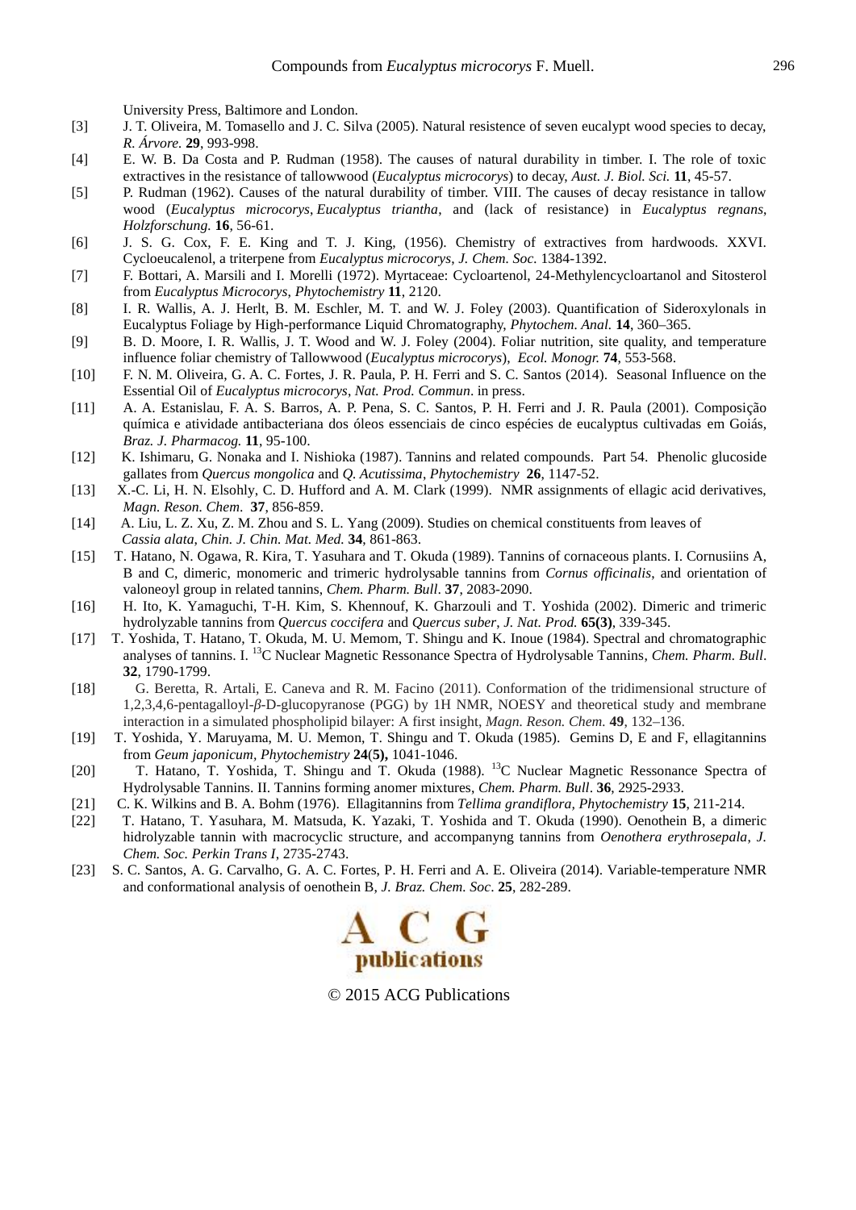University Press, Baltimore and London.

[3] J. T. Oliveira, M. Tomasello and J. C. Silva (2005). Natural resistence of seven eucalypt wood species to decay, *R. Árvore.* **29**, 993-998.

[4] E. W. B. Da Costa and P. Rudman (1958). The causes of natural durability in timber. I. The role of toxic extractives in the resistance of tallowwood (*Eucalyptus microcorys*) to decay, *Aust. J. Biol. Sci.* **11**, 45-57.

[5] P. Rudman (1962). Causes of the natural durability of timber. VIII. The causes of decay resistance in tallow wood (*Eucalyptus microcorys*, *Eucalyptus triantha*, and (lack of resistance) in *Eucalyptus regnans*, *Holzforschung.* **16**, 56-61.

[6] J. S. G. Cox, F. E. King and T. J. King, (1956). Chemistry of extractives from hardwoods. XXVI. Cycloeucalenol, a triterpene from *Eucalyptus microcorys*, *J. Chem. Soc.* 1384-1392.

[7] F. Bottari, A. Marsili and I. Morelli (1972). Myrtaceae: Cycloartenol, 24-Methylencycloartanol and Sitosterol from *Eucalyptus Microcorys*, *Phytochemistry* **11**, 2120.

[8] I. R. Wallis, A. J. Herlt, B. M. Eschler, M. T. and W. J. Foley (2003). Quantification of Sideroxylonals in Eucalyptus Foliage by High-performance Liquid Chromatography, *Phytochem. Anal.* **14**, 360–365.

[9] B. D. Moore, I. R. Wallis, J. T. Wood and W. J. Foley (2004). Foliar nutrition, site quality, and temperature influence foliar chemistry of Tallowwood (*Eucalyptus microcorys*), *Ecol. Monogr.* **74**, 553-568.

[10] F. N. M. Oliveira, G. A. C. Fortes, J. R. Paula, P. H. Ferri and S. C. Santos (2014). Seasonal Influence on the Essential Oil of *Eucalyptus microcorys*, *Nat. Prod. Commun*. in press.

[11] A. A. Estanislau, F. A. S. Barros, A. P. Pena, S. C. Santos, P. H. Ferri and J. R. Paula (2001). Composição química e atividade antibacteriana dos óleos essenciais de cinco espécies de eucalyptus cultivadas em Goiás, *Braz. J. Pharmacog.* **11**, 95-100.

[12] K. Ishimaru, G. Nonaka and I. Nishioka (1987). Tannins and related compounds. Part 54. Phenolic glucoside gallates from *Quercus mongolica* and *Q. Acutissima*, *Phytochemistry* **26**, 1147-52.

[13] X.-C. Li, H. N. Elsohly, C. D. Hufford and A. M. Clark (1999). NMR assignments of ellagic acid derivatives, *Magn. Reson. Chem.* **37**, 856-859.

[14] A. Liu, L. Z. Xu, Z. M. Zhou and S. L. Yang (2009). Studies on chemical constituents from leaves of *Cassia alata*, *Chin. J. Chin. Mat. Med.* **34**, 861-863.

[15] T. Hatano, N. Ogawa, R. Kira, T. Yasuhara and T. Okuda (1989). Tannins of cornaceous plants. I. Cornusiins A, B and C, dimeric, monomeric and trimeric hydrolysable tannins from *Cornus officinalis*, and orientation of valoneoyl group in related tannins, *Chem. Pharm. Bull*. **37**, 2083-2090.

[16] H. Ito, K. Yamaguchi, T-H. Kim, S. Khennouf, K. Gharzouli and T. Yoshida (2002). Dimeric and trimeric hydrolyzable tannins from *Quercus coccifera* and *Quercus suber*, *J. Nat. Prod.* **65(3)**, 339-345.

[17] T. Yoshida, T. Hatano, T. Okuda, M. U. Memom, T. Shingu and K. Inoue (1984). Spectral and chromatographic analyses of tannins. I. $^{13}$C Nuclear Magnetic Ressonance Spectra of Hydrolysable Tannins, *Chem. Pharm. Bull*. **32**, 1790-1799.

[18] G. Beretta, R. Artali, E. Caneva and R. M. Facino (2011). Conformation of the tridimensional structure of 1,2,3,4,6-pentagalloyl-*β*-D-glucopyranose (PGG) by 1H NMR, NOESY and theoretical study and membrane interaction in a simulated phospholipid bilayer: A first insight, *Magn. Reson. Chem.* **49**, 132–136.

[19] T. Yoshida, Y. Maruyama, M. U. Memon, T. Shingu and T. Okuda (1985). Gemins D, E and F, ellagitannins from *Geum japonicum*, *Phytochemistry* **24**(**5),** 1041-1046.

[20] T. Hatano, T. Yoshida, T. Shingu and T. Okuda (1988). $^{13}$C Nuclear Magnetic Ressonance Spectra of Hydrolysable Tannins. II. Tannins forming anomer mixtures, *Chem. Pharm. Bull*. **36**, 2925-2933.

[21] C. K. Wilkins and B. A. Bohm (1976). Ellagitannins from *Tellima grandiflora, Phytochemistry* **15**, 211-214.

[22] T. Hatano, T. Yasuhara, M. Matsuda, K. Yazaki, T. Yoshida and T. Okuda (1990). Oenothein B, a dimeric hidrolyzable tannin with macrocyclic structure, and accompanyng tannins from *Oenothera erythrosepala*, *J. Chem. Soc. Perkin Trans I*, 2735-2743.

[23] S. C. Santos, A. G. Carvalho, G. A. C. Fortes, P. H. Ferri and A. E. Oliveira (2014). Variable-temperature NMR and conformational analysis of oenothein B, *J. Braz. Chem. Soc*. **25**, 282-289.

A C G publications

© 2015 ACG Publications